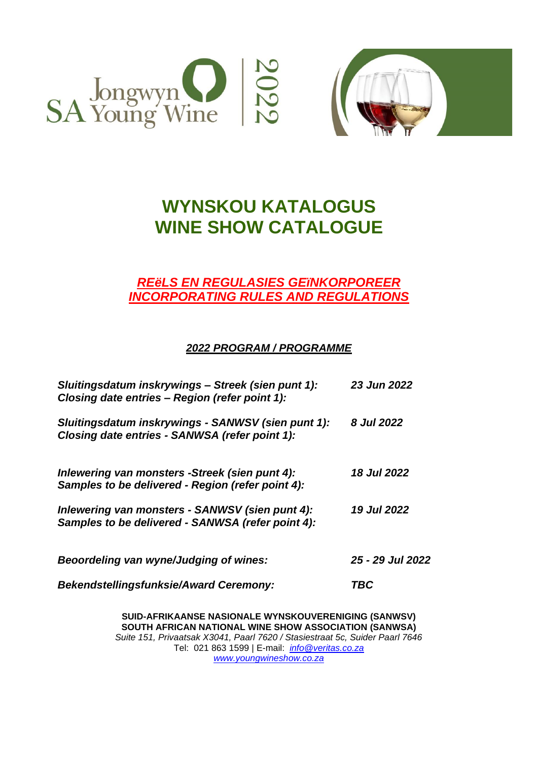SA Jongwyn Young Wine 2022

# WYNSKOU KATALOGUS
# WINE SHOW CATALOGUE

## *REëLS EN REGULASIES GEïNKORPOREER*
## *INCORPORATING RULES AND REGULATIONS*

### *2022 PROGRAM / PROGRAMME*

| | |
|---|---|
| ***Sluitingsdatum inskrywings – Streek (sien punt 1):*** <br> ***Closing date entries – Region (refer point 1):*** | ***23 Jun 2022*** |
| ***Sluitingsdatum inskrywings - SANWSV (sien punt 1):*** <br> ***Closing date entries - SANWSA (refer point 1):*** | ***8 Jul 2022*** |
| ***Inlewering van monsters -Streek (sien punt 4):*** <br> ***Samples to be delivered - Region (refer point 4):*** | ***18 Jul 2022*** |
| ***Inlewering van monsters - SANWSV (sien punt 4):*** <br> ***Samples to be delivered - SANWSA (refer point 4):*** | ***19 Jul 2022*** |
| ***Beoordeling van wyne/Judging of wines:*** | ***25 - 29 Jul 2022*** |
| ***Bekendstellingsfunksie/Award Ceremony:*** | ***TBC*** |

**SUID-AFRIKAANSE NASIONALE WYNSKOUVERENIGING (SANWSV)**
**SOUTH AFRICAN NATIONAL WINE SHOW ASSOCIATION (SANWSA)**
*Suite 151, Privaatsak X3041, Paarl 7620 / Stasiestraat 5c, Suider Paarl 7646*
Tel: 021 863 1599 | E-mail: *info@veritas.co.za*
*www.youngwineshow.co.za*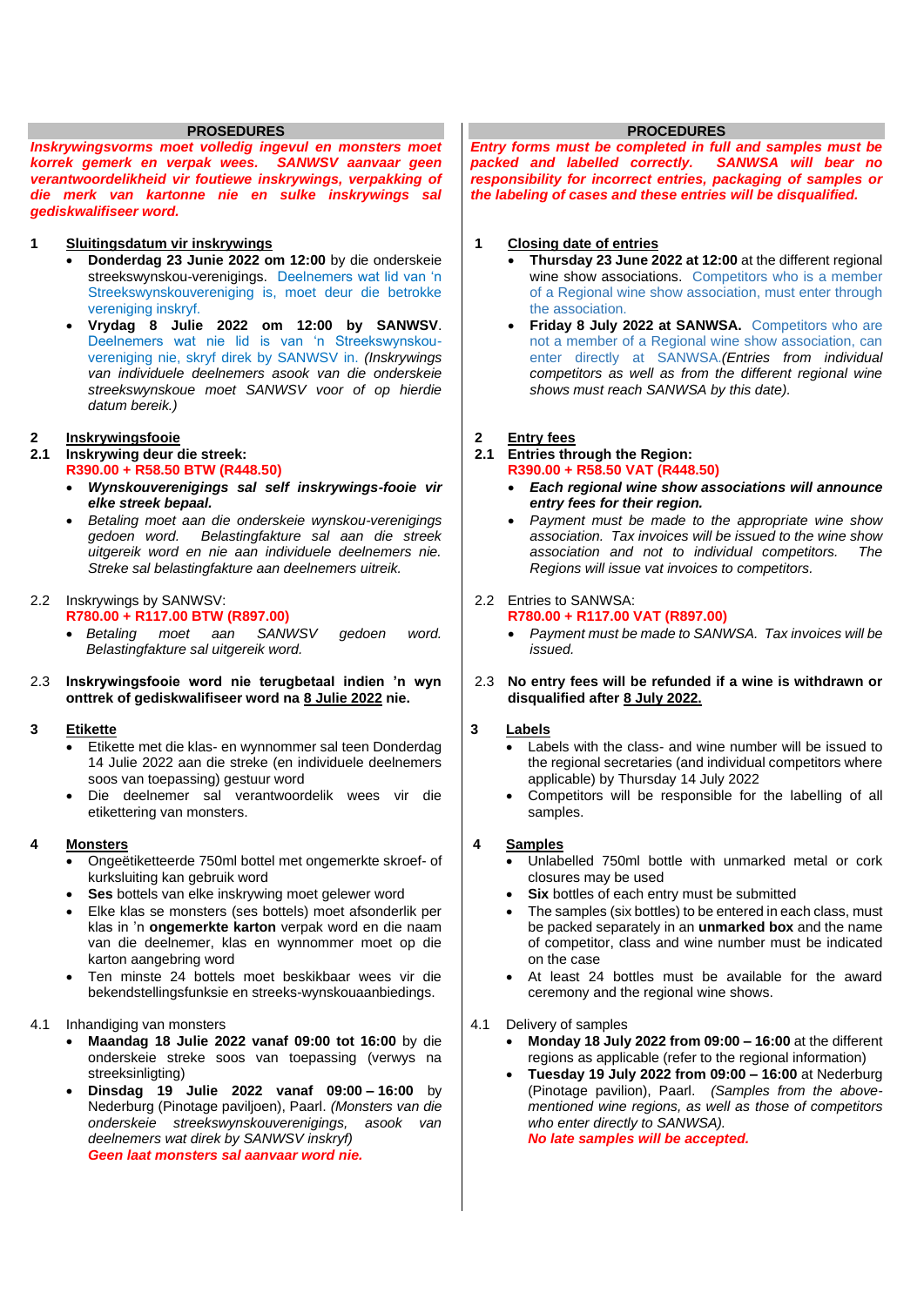## PROSEDURES

***Inskrywingsvorms moet volledig ingevul en monsters moet korrek gemerk en verpak wees. SANWSV aanvaar geen verantwoordelikheid vir foutiewe inskrywings, verpakking of die merk van kartonne nie en sulke inskrywings sal gediskwalifiseer word.***

**1 Sluitingsdatum vir inskrywings**

- **Donderdag 23 Junie 2022 om 12:00** by die onderskeie streekswynskou-verenigings. Deelnemers wat lid van 'n Streekswynskouvereniging is, moet deur die betrokke vereniging inskryf.
- **Vrydag 8 Julie 2022 om 12:00 by SANWSV**. Deelnemers wat nie lid is van 'n Streekswynskou-vereniging nie, skryf direk by SANWSV in. *(Inskrywings van individuele deelnemers asook van die onderskeie streekswynskoue moet SANWSV voor of op hierdie datum bereik.)*

**2 Inskrywingsfooie**

**2.1 Inskrywing deur die streek:**
**R390.00 + R58.50 BTW (R448.50)**

- ***Wynskouverenigings sal self inskrywings-fooie vir elke streek bepaal.***
- *Betaling moet aan die onderskeie wynskou-verenigings gedoen word. Belastingfakture sal aan die streek uitgereik word en nie aan individuele deelnemers nie. Streke sal belastingfakture aan deelnemers uitreik.*

2.2 Inskrywings by SANWSV:
**R780.00 + R117.00 BTW (R897.00)**

- *Betaling moet aan SANWSV gedoen word. Belastingfakture sal uitgereik word.*

2.3 **Inskrywingsfooie word nie terugbetaal indien 'n wyn onttrek of gediskwalifiseer word na 8 Julie 2022 nie.**

**3 Etikette**

- Etikette met die klas- en wynnommer sal teen Donderdag 14 Julie 2022 aan die streke (en individuele deelnemers soos van toepassing) gestuur word
- Die deelnemer sal verantwoordelik wees vir die etikettering van monsters.

**4 Monsters**

- Ongeëtiketteerde 750ml bottel met ongemerkte skroef- of kurksluiting kan gebruik word
- **Ses** bottels van elke inskrywing moet gelewer word
- Elke klas se monsters (ses bottels) moet afsonderlik per klas in 'n **ongemerkte karton** verpak word en die naam van die deelnemer, klas en wynnommer moet op die karton aangebring word
- Ten minste 24 bottels moet beskikbaar wees vir die bekendstellingsfunksie en streeks-wynskouaanbiedings.

4.1 Inhandiging van monsters

- **Maandag 18 Julie 2022 vanaf 09:00 tot 16:00** by die onderskeie streke soos van toepassing (verwys na streeksinligting)
- **Dinsdag 19 Julie 2022 vanaf 09:00 – 16:00** by Nederburg (Pinotage paviljoen), Paarl. *(Monsters van die onderskeie streekswynskouverenigings, asook van deelnemers wat direk by SANWSV inskryf)*
  ***Geen laat monsters sal aanvaar word nie.***

## PROCEDURES

***Entry forms must be completed in full and samples must be packed and labelled correctly. SANWSA will bear no responsibility for incorrect entries, packaging of samples or the labeling of cases and these entries will be disqualified.***

**1 Closing date of entries**

- **Thursday 23 June 2022 at 12:00** at the different regional wine show associations. Competitors who is a member of a Regional wine show association, must enter through the association.
- **Friday 8 July 2022 at SANWSA.** Competitors who are not a member of a Regional wine show association, can enter directly at SANWSA.*(Entries from individual competitors as well as from the different regional wine shows must reach SANWSA by this date).*

**2 Entry fees**

**2.1 Entries through the Region:**
**R390.00 + R58.50 VAT (R448.50)**

- ***Each regional wine show associations will announce entry fees for their region.***
- *Payment must be made to the appropriate wine show association. Tax invoices will be issued to the wine show association and not to individual competitors. The Regions will issue vat invoices to competitors.*

2.2 Entries to SANWSA:
**R780.00 + R117.00 VAT (R897.00)**

- *Payment must be made to SANWSA. Tax invoices will be issued.*

2.3 **No entry fees will be refunded if a wine is withdrawn or disqualified after 8 July 2022.**

**3 Labels**

- Labels with the class- and wine number will be issued to the regional secretaries (and individual competitors where applicable) by Thursday 14 July 2022
- Competitors will be responsible for the labelling of all samples.

**4 Samples**

- Unlabelled 750ml bottle with unmarked metal or cork closures may be used
- **Six** bottles of each entry must be submitted
- The samples (six bottles) to be entered in each class, must be packed separately in an **unmarked box** and the name of competitor, class and wine number must be indicated on the case
- At least 24 bottles must be available for the award ceremony and the regional wine shows.

4.1 Delivery of samples

- **Monday 18 July 2022 from 09:00 – 16:00** at the different regions as applicable (refer to the regional information)
- **Tuesday 19 July 2022 from 09:00 – 16:00** at Nederburg (Pinotage pavilion), Paarl. *(Samples from the above-mentioned wine regions, as well as those of competitors who enter directly to SANWSA).*
  ***No late samples will be accepted.***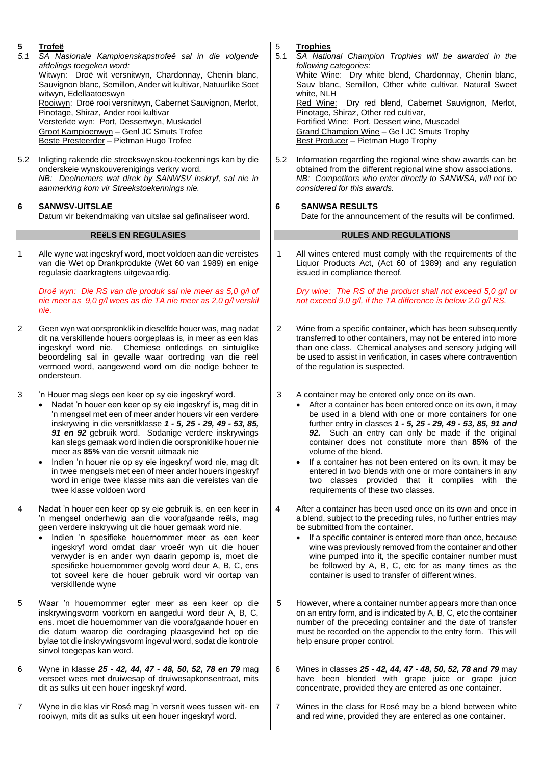## 5 Trofeë

*5.1 SA Nasionale Kampioenskapstrofeë sal in die volgende afdelings toegeken word:*

Witwyn: Droë wit versnitwyn, Chardonnay, Chenin blanc, Sauvignon blanc, Semillon, Ander wit kultivar, Natuurlike Soet witwyn, Edellaatoeswyn
Rooiwyn: Droë rooi versnitwyn, Cabernet Sauvignon, Merlot, Pinotage, Shiraz, Ander rooi kultivar
Versterkte wyn: Port, Dessertwyn, Muskadel
Groot Kampioenwyn – Genl JC Smuts Trofee
Beste Presteerder – Pietman Hugo Trofee

5.2 Inligting rakende die streekswynskou-toekennings kan by die onderskeie wynskouverenigings verkry word.
*NB: Deelnemers wat direk by SANWSV inskryf, sal nie in aanmerking kom vir Streekstoekennings nie.*

## 6 SANWSV-UITSLAE

Datum vir bekendmaking van uitslae sal gefinaliseer word.

## REëLS EN REGULASIES

1 Alle wyne wat ingeskryf word, moet voldoen aan die vereistes van die Wet op Drankprodukte (Wet 60 van 1989) en enige regulasie daarkragtens uitgevaardig.

*Droë wyn: Die RS van die produk sal nie meer as 5,0 g/l of nie meer as 9,0 g/l wees as die TA nie meer as 2,0 g/l verskil nie.*

2 Geen wyn wat oorspronklik in dieselfde houer was, mag nadat dit na verskillende houers oorgeplaas is, in meer as een klas ingeskryf word nie. Chemiese ontledings en sintuiglike beoordeling sal in gevalle waar oortreding van die reël vermoed word, aangewend word om die nodige beheer te ondersteun.

3 'n Houer mag slegs een keer op sy eie ingeskryf word.
- Nadat 'n houer een keer op sy eie ingeskryf is, mag dit in 'n mengsel met een of meer ander houers vir een verdere inskrywing in die versnitklasse ***1 - 5, 25 - 29, 49 - 53, 85, 91 en 92*** gebruik word. Sodanige verdere inskrywings kan slegs gemaak word indien die oorspronklike houer nie meer as **85%** van die versnit uitmaak nie
- Indien 'n houer nie op sy eie ingeskryf word nie, mag dit in twee mengsels met een of meer ander houers ingeskryf word in enige twee klasse mits aan die vereistes van die twee klasse voldoen word

4 Nadat 'n houer een keer op sy eie gebruik is, en een keer in 'n mengsel onderhewig aan die voorafgaande reëls, mag geen verdere inskrywing uit die houer gemaak word nie.
- Indien 'n spesifieke houernommer meer as een keer ingeskryf word omdat daar vroeër wyn uit die houer verwyder is en ander wyn daarin gepomp is, moet die spesifieke houernommer gevolg word deur A, B, C, ens tot soveel kere die houer gebruik word vir oortap van verskillende wyne

5 Waar 'n houernommer egter meer as een keer op die inskrywingsvorm voorkom en aangedui word deur A, B, C, ens. moet die houernommer van die voorafgaande houer en die datum waarop die oordraging plaasgevind het op die bylae tot die inskrywingsvorm ingevul word, sodat die kontrole sinvol toegepas kan word.

6 Wyne in klasse ***25 - 42, 44, 47 - 48, 50, 52, 78 en 79*** mag versoet wees met druiwesap of druiwesapkonsentraat, mits dit as sulks uit een houer ingeskryf word.

7 Wyne in die klas vir Rosé mag 'n versnit wees tussen wit- en rooiwyn, mits dit as sulks uit een houer ingeskryf word.

## 5 Trophies

5.1 *SA National Champion Trophies will be awarded in the following categories:*

White Wine: Dry white blend, Chardonnay, Chenin blanc, Sauv blanc, Semillon, Other white cultivar, Natural Sweet white, NLH
Red Wine: Dry red blend, Cabernet Sauvignon, Merlot, Pinotage, Shiraz, Other red cultivar,
Fortified Wine: Port, Dessert wine, Muscadel
Grand Champion Wine – Ge l JC Smuts Trophy
Best Producer – Pietman Hugo Trophy

5.2 Information regarding the regional wine show awards can be obtained from the different regional wine show associations.
*NB: Competitors who enter directly to SANWSA, will not be considered for this awards.*

## 6 SANWSA RESULTS

Date for the announcement of the results will be confirmed.

## RULES AND REGULATIONS

1 All wines entered must comply with the requirements of the Liquor Products Act, (Act 60 of 1989) and any regulation issued in compliance thereof.

*Dry wine: The RS of the product shall not exceed 5,0 g/l or not exceed 9,0 g/l, if the TA difference is below 2.0 g/l RS.*

2 Wine from a specific container, which has been subsequently transferred to other containers, may not be entered into more than one class. Chemical analyses and sensory judging will be used to assist in verification, in cases where contravention of the regulation is suspected.

3 A container may be entered only once on its own.
- After a container has been entered once on its own, it may be used in a blend with one or more containers for one further entry in classes ***1 - 5, 25 - 29, 49 - 53, 85, 91 and 92.*** Such an entry can only be made if the original container does not constitute more than **85%** of the volume of the blend.
- If a container has not been entered on its own, it may be entered in two blends with one or more containers in any two classes provided that it complies with the requirements of these two classes.

4 After a container has been used once on its own and once in a blend, subject to the preceding rules, no further entries may be submitted from the container.
- If a specific container is entered more than once, because wine was previously removed from the container and other wine pumped into it, the specific container number must be followed by A, B, C, etc for as many times as the container is used to transfer of different wines.

5 However, where a container number appears more than once on an entry form, and is indicated by A, B, C, etc the container number of the preceding container and the date of transfer must be recorded on the appendix to the entry form. This will help ensure proper control.

6 Wines in classes ***25 - 42, 44, 47 - 48, 50, 52, 78 and 79*** may have been blended with grape juice or grape juice concentrate, provided they are entered as one container.

7 Wines in the class for Rosé may be a blend between white and red wine, provided they are entered as one container.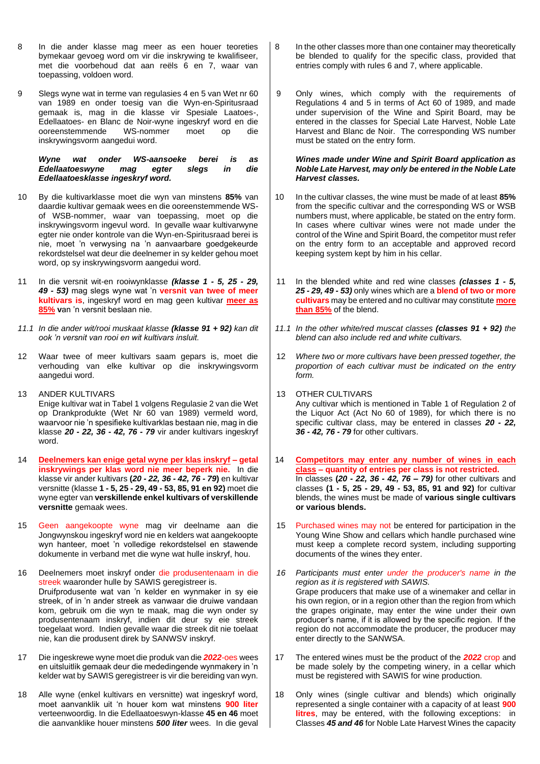8 In die ander klasse mag meer as een houer teoreties bymekaar gevoeg word om vir die inskrywing te kwalifiseer, met die voorbehoud dat aan reëls 6 en 7, waar van toepassing, voldoen word.

9 Slegs wyne wat in terme van regulasies 4 en 5 van Wet nr 60 van 1989 en onder toesig van die Wyn-en-Spiritusraad gemaak is, mag in die klasse vir Spesiale Laatoes-, Edellaatoes- en Blanc de Noir-wyne ingeskryf word en die ooreenstemmende WS-nommer moet op die inskrywingsvorm aangedui word.

***Wyne wat onder WS-aansoeke berei is as Edellaatoeswyne mag egter slegs in die Edellaatoesklasse ingeskryf word.***

10 By die kultivarklasse moet die wyn van minstens **85%** van daardie kultivar gemaak wees en die ooreenstemmende WS- of WSB-nommer, waar van toepassing, moet op die inskrywingsvorm ingevul word. In gevalle waar kultivarwyne egter nie onder kontrole van die Wyn-en-Spiritusraad berei is nie, moet 'n verwysing na 'n aanvaarbare goedgekeurde rekordstelsel wat deur die deelnemer in sy kelder gehou moet word, op sy inskrywingsvorm aangedui word.

11 In die versnit wit-en rooiwynklasse ***(klasse 1 - 5, 25 - 29, 49 - 53)*** mag slegs wyne wat 'n **versnit van twee of meer kultivars is**, ingeskryf word en mag geen kultivar **meer as 85%** **v**an 'n versnit beslaan nie.

*11.1 In die ander wit/rooi muskaat klasse **(klasse 91 + 92)** kan dit ook 'n versnit van rooi en wit kultivars insluit.*

12 Waar twee of meer kultivars saam gepars is, moet die verhouding van elke kultivar op die inskrywingsvorm aangedui word.

13 ANDER KULTIVARS
Enige kultivar wat in Tabel 1 volgens Regulasie 2 van die Wet op Drankprodukte (Wet Nr 60 van 1989) vermeld word, waarvoor nie 'n spesifieke kultivarklas bestaan nie, mag in die klasse ***20 - 22, 36 - 42, 76 - 79*** vir ander kultivars ingeskryf word.

14 **Deelnemers kan enige getal wyne per klas inskryf – getal inskrywings per klas word nie meer beperk nie.** In die klasse vir ander kultivars **(*20 - 22, 36 - 42, 76 - 79*)** en kultivar versnitte (klasse **1 - 5, 25 - 29, 49 - 53, 85, 91 en 92)** moet die wyne egter van **verskillende enkel kultivars of verskillende versnitte** gemaak wees.

15 Geen aangekoopte wyne mag vir deelname aan die Jongwynskou ingeskryf word nie en kelders wat aangekoopte wyn hanteer, moet 'n volledige rekordstelsel en stawende dokumente in verband met die wyne wat hulle inskryf, hou.

16 Deelnemers moet inskryf onder die produsentenaam in die streek waaronder hulle by SAWIS geregistreer is.
Druifprodusente wat van 'n kelder en wynmaker in sy eie streek, of in 'n ander streek as vanwaar die druiwe vandaan kom, gebruik om die wyn te maak, mag die wyn onder sy produsentenaam inskryf, indien dit deur sy eie streek toegelaat word. Indien gevalle waar die streek dit nie toelaat nie, kan die produsent direk by SANWSV inskryf.

17 Die ingeskrewe wyne moet die produk van die ***2022***-oes wees en uitsluitlik gemaak deur die mededingende wynmakery in 'n kelder wat by SAWIS geregistreer is vir die bereiding van wyn.

18 Alle wyne (enkel kultivars en versnitte) wat ingeskryf word, moet aanvanklik uit 'n houer kom wat minstens **900 liter** verteenwoordig. In die Edellaatoeswyn-klasse **45 en 46** moet die aanvanklike houer minstens ***500 liter*** wees. In die geval

8 In the other classes more than one container may theoretically be blended to qualify for the specific class, provided that entries comply with rules 6 and 7, where applicable.

9 Only wines, which comply with the requirements of Regulations 4 and 5 in terms of Act 60 of 1989, and made under supervision of the Wine and Spirit Board, may be entered in the classes for Special Late Harvest, Noble Late Harvest and Blanc de Noir. The corresponding WS number must be stated on the entry form.

***Wines made under Wine and Spirit Board application as Noble Late Harvest, may only be entered in the Noble Late Harvest classes.***

10 In the cultivar classes, the wine must be made of at least **85%** from the specific cultivar and the corresponding WS or WSB numbers must, where applicable, be stated on the entry form. In cases where cultivar wines were not made under the control of the Wine and Spirit Board, the competitor must refer on the entry form to an acceptable and approved record keeping system kept by him in his cellar.

11 In the blended white and red wine classes ***(classes 1 - 5, 25 - 29, 49 - 53)*** only wines which are a **blend of two or more cultivars** may be entered and no cultivar may constitute **more than 85%** of the blend.

*11.1 In the other white/red muscat classes **(classes 91 + 92)** the blend can also include red and white cultivars.*

*12 Where two or more cultivars have been pressed together, the proportion of each cultivar must be indicated on the entry form.*

13 OTHER CULTIVARS
Any cultivar which is mentioned in Table 1 of Regulation 2 of the Liquor Act (Act No 60 of 1989), for which there is no specific cultivar class, may be entered in classes ***20 - 22, 36 - 42, 76 - 79*** for other cultivars.

14 **Competitors may enter any number of wines in each class – quantity of entries per class is not restricted.**
In classes **(*20 - 22, 36 - 42, 76 – 79*)** for other cultivars and classes **(1 - 5, 25 - 29, 49 - 53, 85, 91 and 92)** for cultivar blends, the wines must be made of **various single cultivars or various blends.**

15 Purchased wines may not be entered for participation in the Young Wine Show and cellars which handle purchased wine must keep a complete record system, including supporting documents of the wines they enter.

*16 Participants must enter under the producer's name in the region as it is registered with SAWIS.*
Grape producers that make use of a winemaker and cellar in his own region, or in a region other than the region from which the grapes originate, may enter the wine under their own producer's name, if it is allowed by the specific region. If the region do not accommodate the producer, the producer may enter directly to the SANWSA.

17 The entered wines must be the product of the ***2022*** crop and be made solely by the competing winery, in a cellar which must be registered with SAWIS for wine production.

18 Only wines (single cultivar and blends) which originally represented a single container with a capacity of at least **900 litres**, may be entered, with the following exceptions: in Classes ***45 and 46*** for Noble Late Harvest Wines the capacity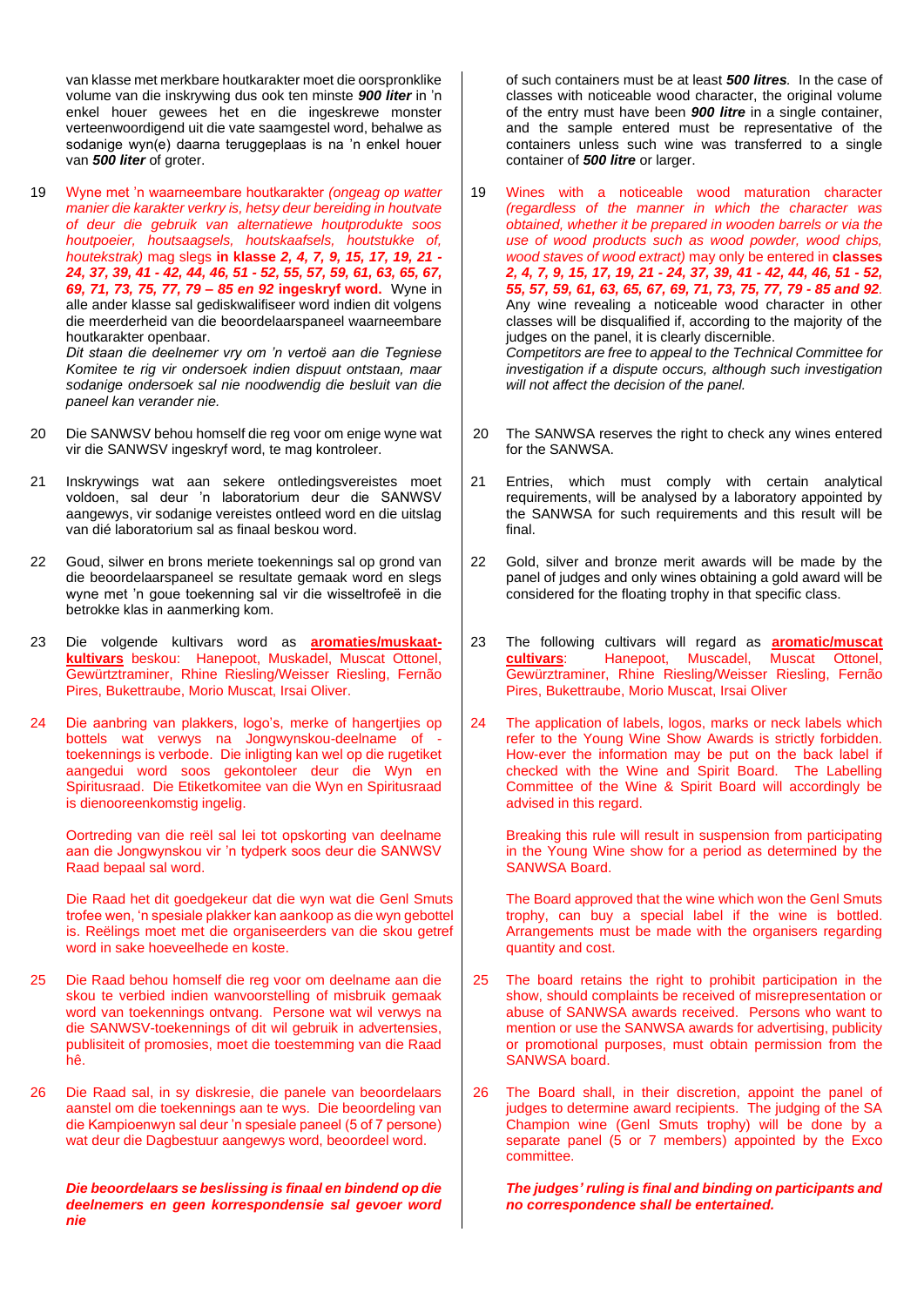van klasse met merkbare houtkarakter moet die oorspronklike volume van die inskrywing dus ook ten minste ***900 liter*** in 'n enkel houer gewees het en die ingeskrewe monster verteenwoordigend uit die vate saamgestel word, behalwe as sodanige wyn(e) daarna teruggeplaas is na 'n enkel houer van ***500 liter*** of groter.

19 Wyne met 'n waarneembare houtkarakter *(ongeag op watter manier die karakter verkry is, hetsy deur bereiding in houtvate of deur die gebruik van alternatiewe houtprodukte soos houtpoeier, houtsaagsels, houtskaafsels, houtstukke of, houtekstrak)* mag slegs **in klasse *2, 4, 7, 9, 15, 17, 19, 21 - 24, 37, 39, 41 - 42, 44, 46, 51 - 52, 55, 57, 59, 61, 63, 65, 67, 69, 71, 73, 75, 77, 79 – 85 en 92* ingeskryf word.** Wyne in alle ander klasse sal gediskwalifiseer word indien dit volgens die meerderheid van die beoordelaarspaneel waarneembare houtkarakter openbaar.
*Dit staan die deelnemer vry om 'n vertoë aan die Tegniese Komitee te rig vir ondersoek indien dispuut ontstaan, maar sodanige ondersoek sal nie noodwendig die besluit van die paneel kan verander nie.*

20 Die SANWSV behou homself die reg voor om enige wyne wat vir die SANWSV ingeskryf word, te mag kontroleer.

21 Inskrywings wat aan sekere ontledingsvereistes moet voldoen, sal deur 'n laboratorium deur die SANWSV aangewys, vir sodanige vereistes ontleed word en die uitslag van dié laboratorium sal as finaal beskou word.

22 Goud, silwer en brons meriete toekennings sal op grond van die beoordelaarspaneel se resultate gemaak word en slegs wyne met 'n goue toekenning sal vir die wisseltrofeë in die betrokke klas in aanmerking kom.

23 Die volgende kultivars word as **aromaties/muskaat-kultivars** beskou: Hanepoot, Muskadel, Muscat Ottonel, Gewürztraminer, Rhine Riesling/Weisser Riesling, Fernão Pires, Bukettraube, Morio Muscat, Irsai Oliver.

24 Die aanbring van plakkers, logo's, merke of hangertjies op bottels wat verwys na Jongwynskou-deelname of -toekennings is verbode. Die inligting kan wel op die rugetiket aangedui word soos gekontoleer deur die Wyn en Spiritusraad. Die Etiketkomitee van die Wyn en Spiritusraad is dienooreenkomstig ingelig.

Oortreding van die reël sal lei tot opskorting van deelname aan die Jongwynskou vir 'n tydperk soos deur die SANWSV Raad bepaal sal word.

Die Raad het dit goedgekeur dat die wyn wat die Genl Smuts trofee wen, 'n spesiale plakker kan aankoop as die wyn gebottel is. Reëlings moet met die organiseerders van die skou getref word in sake hoeveelhede en koste.

25 Die Raad behou homself die reg voor om deelname aan die skou te verbied indien wanvoorstelling of misbruik gemaak word van toekennings ontvang. Persone wat wil verwys na die SANWSV-toekennings of dit wil gebruik in advertensies, publisiteit of promosies, moet die toestemming van die Raad hê.

26 Die Raad sal, in sy diskresie, die panele van beoordelaars aanstel om die toekennings aan te wys. Die beoordeling van die Kampioenwyn sal deur 'n spesiale paneel (5 of 7 persone) wat deur die Dagbestuur aangewys word, beoordeel word.

***Die beoordelaars se beslissing is finaal en bindend op die deelnemers en geen korrespondensie sal gevoer word nie***

of such containers must be at least ***500 litres***. In the case of classes with noticeable wood character, the original volume of the entry must have been ***900 litre*** in a single container, and the sample entered must be representative of the containers unless such wine was transferred to a single container of ***500 litre*** or larger.

19 Wines with a noticeable wood maturation character *(regardless of the manner in which the character was obtained, whether it be prepared in wooden barrels or via the use of wood products such as wood powder, wood chips, wood staves of wood extract)* may only be entered in **classes *2, 4, 7, 9, 15, 17, 19, 21 - 24, 37, 39, 41 - 42, 44, 46, 51 - 52, 55, 57, 59, 61, 63, 65, 67, 69, 71, 73, 75, 77, 79 - 85 and 92.*** Any wine revealing a noticeable wood character in other classes will be disqualified if, according to the majority of the judges on the panel, it is clearly discernible.
*Competitors are free to appeal to the Technical Committee for investigation if a dispute occurs, although such investigation will not affect the decision of the panel.*

20 The SANWSA reserves the right to check any wines entered for the SANWSA.

21 Entries, which must comply with certain analytical requirements, will be analysed by a laboratory appointed by the SANWSA for such requirements and this result will be final.

22 Gold, silver and bronze merit awards will be made by the panel of judges and only wines obtaining a gold award will be considered for the floating trophy in that specific class.

23 The following cultivars will regard as **aromatic/muscat cultivars**: Hanepoot, Muscadel, Muscat Ottonel, Gewürztraminer, Rhine Riesling/Weisser Riesling, Fernão Pires, Bukettraube, Morio Muscat, Irsai Oliver

24 The application of labels, logos, marks or neck labels which refer to the Young Wine Show Awards is strictly forbidden. How-ever the information may be put on the back label if checked with the Wine and Spirit Board. The Labelling Committee of the Wine & Spirit Board will accordingly be advised in this regard.

Breaking this rule will result in suspension from participating in the Young Wine show for a period as determined by the SANWSA Board.

The Board approved that the wine which won the Genl Smuts trophy, can buy a special label if the wine is bottled. Arrangements must be made with the organisers regarding quantity and cost.

25 The board retains the right to prohibit participation in the show, should complaints be received of misrepresentation or abuse of SANWSA awards received. Persons who want to mention or use the SANWSA awards for advertising, publicity or promotional purposes, must obtain permission from the SANWSA board.

26 The Board shall, in their discretion, appoint the panel of judges to determine award recipients. The judging of the SA Champion wine (Genl Smuts trophy) will be done by a separate panel (5 or 7 members) appointed by the Exco committee.

***The judges' ruling is final and binding on participants and no correspondence shall be entertained.***